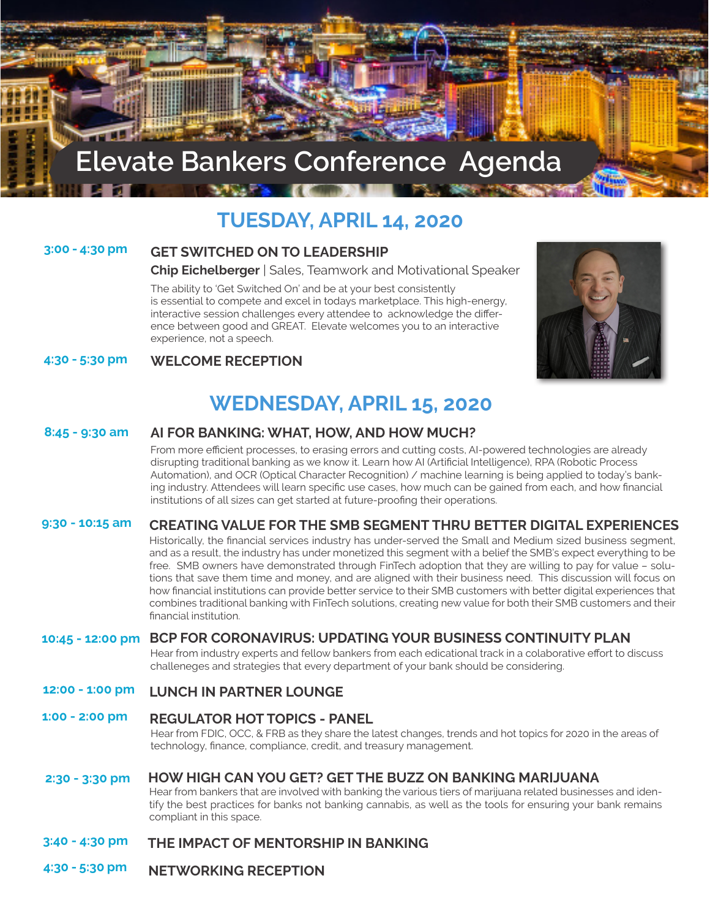# Elevate Bankers Conference Agenda

## TUESDAY, APRIL 14, 2020

**3:00 - 4:30 pm**

### GET SWITCHED ON TO LEADERSHIP

**Chip Eichelberger** | Sales, Teamwork and Motivational Speaker

The ability to 'Get Switched On' and be at your best consistently is essential to compete and excel in todays marketplace. This high-energy, interactive session challenges every attendee to acknowledge the difference between good and GREAT. Elevate welcomes you to an interactive experience, not a speech.

**4:30 - 5:30 pm**

### WELCOME RECEPTION

## WEDNESDAY, APRIL 15, 2020

**8:45 - 9:30 am**

### AI FOR BANKING: WHAT, HOW, AND HOW MUCH?

From more efficient processes, to erasing errors and cutting costs, AI-powered technologies are already disrupting traditional banking as we know it. Learn how AI (Artificial Intelligence), RPA (Robotic Process Automation), and OCR (Optical Character Recognition) / machine learning is being applied to today's banking industry. Attendees will learn specific use cases, how much can be gained from each, and how financial institutions of all sizes can get started at future-proofing their operations.

**9:30 - 10:15 am**

### CREATING VALUE FOR THE SMB SEGMENT THRU BETTER DIGITAL EXPERIENCES

Historically, the financial services industry has under-served the Small and Medium sized business segment, and as a result, the industry has under monetized this segment with a belief the SMB's expect everything to be free. SMB owners have demonstrated through FinTech adoption that they are willing to pay for value – solutions that save them time and money, and are aligned with their business need. This discussion will focus on how financial institutions can provide better service to their SMB customers with better digital experiences that combines traditional banking with FinTech solutions, creating new value for both their SMB customers and their financial institution.

**10:45 - 12:00 pm**

### BCP FOR CORONAVIRUS: UPDATING YOUR BUSINESS CONTINUITY PLAN

Hear from industry experts and fellow bankers from each edicational track in a colaborative effort to discuss challeneges and strategies that every department of your bank should be considering.

**12:00 - 1:00 pm**

### LUNCH IN PARTNER LOUNGE

**1:00 - 2:00 pm**

### REGULATOR HOT TOPICS - PANEL

Hear from FDIC, OCC, & FRB as they share the latest changes, trends and hot topics for 2020 in the areas of technology, finance, compliance, credit, and treasury management.

**2:30 - 3:30 pm**

### HOW HIGH CAN YOU GET? GET THE BUZZ ON BANKING MARIJUANA

Hear from bankers that are involved with banking the various tiers of marijuana related businesses and identify the best practices for banks not banking cannabis, as well as the tools for ensuring your bank remains compliant in this space.

**3:40 - 4:30 pm**

### THE IMPACT OF MENTORSHIP IN BANKING

**4:30 - 5:30 pm**

### NETWORKING RECEPTION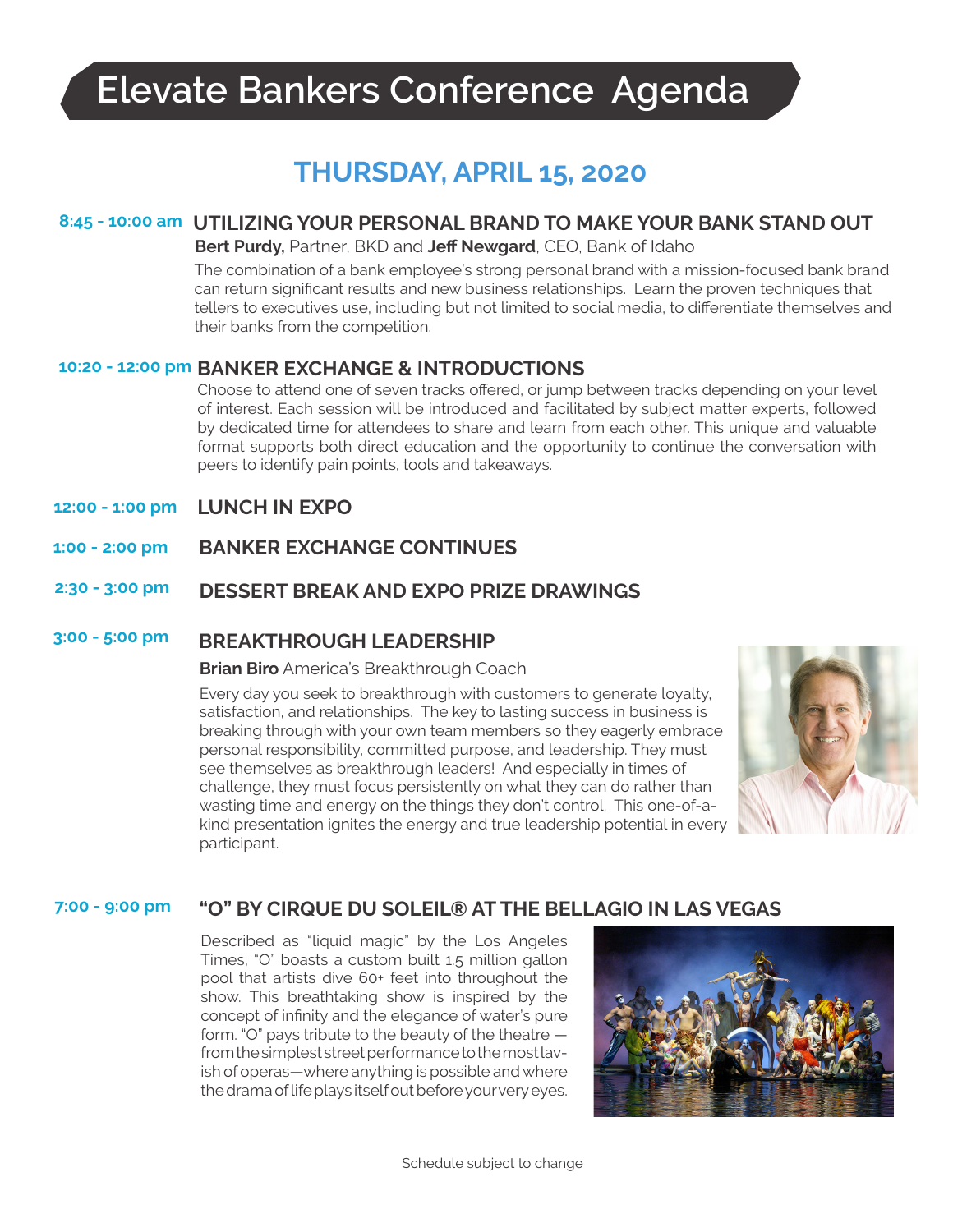# Elevate Bankers Conference Agenda

## THURSDAY, APRIL 15, 2020

**8:45 - 10:00 am** **UTILIZING YOUR PERSONAL BRAND TO MAKE YOUR BANK STAND OUT**

**Bert Purdy,** Partner, BKD and **Jeff Newgard**, CEO, Bank of Idaho

The combination of a bank employee's strong personal brand with a mission-focused bank brand can return significant results and new business relationships. Learn the proven techniques that tellers to executives use, including but not limited to social media, to differentiate themselves and their banks from the competition.

**10:20 - 12:00 pm** **BANKER EXCHANGE & INTRODUCTIONS**

Choose to attend one of seven tracks offered, or jump between tracks depending on your level of interest. Each session will be introduced and facilitated by subject matter experts, followed by dedicated time for attendees to share and learn from each other. This unique and valuable format supports both direct education and the opportunity to continue the conversation with peers to identify pain points, tools and takeaways.

**12:00 - 1:00 pm** **LUNCH IN EXPO**

**1:00 - 2:00 pm** **BANKER EXCHANGE CONTINUES**

**2:30 - 3:00 pm** **DESSERT BREAK AND EXPO PRIZE DRAWINGS**

**3:00 - 5:00 pm** **BREAKTHROUGH LEADERSHIP**

**Brian Biro** America's Breakthrough Coach

Every day you seek to breakthrough with customers to generate loyalty, satisfaction, and relationships. The key to lasting success in business is breaking through with your own team members so they eagerly embrace personal responsibility, committed purpose, and leadership. They must see themselves as breakthrough leaders! And especially in times of challenge, they must focus persistently on what they can do rather than wasting time and energy on the things they don't control. This one-of-a-kind presentation ignites the energy and true leadership potential in every participant.

**7:00 - 9:00 pm** **"O" BY CIRQUE DU SOLEIL® AT THE BELLAGIO IN LAS VEGAS**

Described as "liquid magic" by the Los Angeles Times, "O" boasts a custom built 1.5 million gallon pool that artists dive 60+ feet into throughout the show. This breathtaking show is inspired by the concept of infinity and the elegance of water's pure form. "O" pays tribute to the beauty of the theatre — from the simplest street performance to the most lavish of operas—where anything is possible and where the drama of life plays itself out before your very eyes.

Schedule subject to change